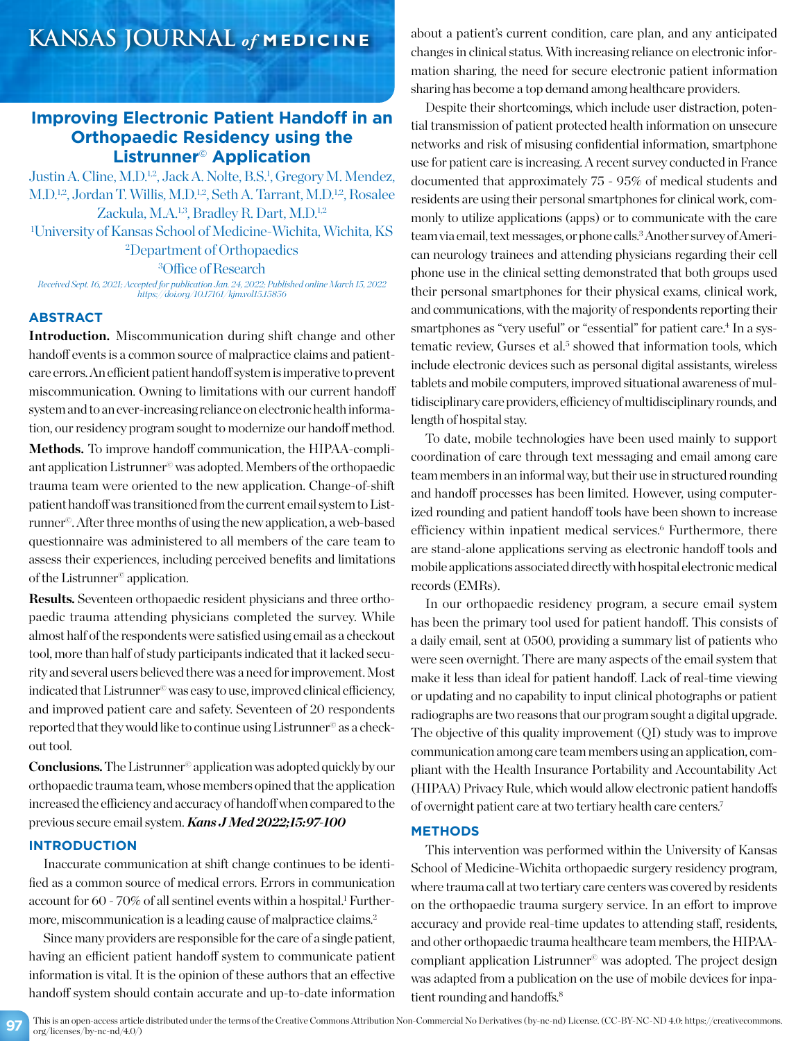# Improving Electronic Patient Handoff in an Orthopaedic Residency using the Listrunner© Application

Justin A. Cline, M.D.[1,2], Jack A. Nolte, B.S.[1], Gregory M. Mendez, M.D.[1,2], Jordan T. Willis, M.D.[1,2], Seth A. Tarrant, M.D.[1,2], Rosalee Zackula, M.A.[1,3], Bradley R. Dart, M.D.[1,2]

[1]University of Kansas School of Medicine-Wichita, Wichita, KS
[2]Department of Orthopaedics
[3]Office of Research

*Received Sept. 16, 2021; Accepted for publication Jan. 24, 2022; Published online March 15, 2022*
*https://doi.org/10.17161/kjm.vol15.15856*

## ABSTRACT

**Introduction.** Miscommunication during shift change and other handoff events is a common source of malpractice claims and patient-care errors. An efficient patient handoff system is imperative to prevent miscommunication. Owning to limitations with our current handoff system and to an ever-increasing reliance on electronic health information, our residency program sought to modernize our handoff method.

**Methods.** To improve handoff communication, the HIPAA-compliant application Listrunner© was adopted. Members of the orthopaedic trauma team were oriented to the new application. Change-of-shift patient handoff was transitioned from the current email system to Listrunner©. After three months of using the new application, a web-based questionnaire was administered to all members of the care team to assess their experiences, including perceived benefits and limitations of the Listrunner© application.

**Results.** Seventeen orthopaedic resident physicians and three orthopaedic trauma attending physicians completed the survey. While almost half of the respondents were satisfied using email as a checkout tool, more than half of study participants indicated that it lacked security and several users believed there was a need for improvement. Most indicated that Listrunner© was easy to use, improved clinical efficiency, and improved patient care and safety. Seventeen of 20 respondents reported that they would like to continue using Listrunner© as a checkout tool.

**Conclusions.** The Listrunner© application was adopted quickly by our orthopaedic trauma team, whose members opined that the application increased the efficiency and accuracy of handoff when compared to the previous secure email system. ***Kans J Med 2022;15:97-100***

## INTRODUCTION

Inaccurate communication at shift change continues to be identified as a common source of medical errors. Errors in communication account for 60 - 70% of all sentinel events within a hospital.[1] Furthermore, miscommunication is a leading cause of malpractice claims.[2]

Since many providers are responsible for the care of a single patient, having an efficient patient handoff system to communicate patient information is vital. It is the opinion of these authors that an effective handoff system should contain accurate and up-to-date information about a patient's current condition, care plan, and any anticipated changes in clinical status. With increasing reliance on electronic information sharing, the need for secure electronic patient information sharing has become a top demand among healthcare providers.

Despite their shortcomings, which include user distraction, potential transmission of patient protected health information on unsecure networks and risk of misusing confidential information, smartphone use for patient care is increasing. A recent survey conducted in France documented that approximately 75 - 95% of medical students and residents are using their personal smartphones for clinical work, commonly to utilize applications (apps) or to communicate with the care team via email, text messages, or phone calls.[3] Another survey of American neurology trainees and attending physicians regarding their cell phone use in the clinical setting demonstrated that both groups used their personal smartphones for their physical exams, clinical work, and communications, with the majority of respondents reporting their smartphones as "very useful" or "essential" for patient care.[4] In a systematic review, Gurses et al.[5] showed that information tools, which include electronic devices such as personal digital assistants, wireless tablets and mobile computers, improved situational awareness of multidisciplinary care providers, efficiency of multidisciplinary rounds, and length of hospital stay.

To date, mobile technologies have been used mainly to support coordination of care through text messaging and email among care team members in an informal way, but their use in structured rounding and handoff processes has been limited. However, using computerized rounding and patient handoff tools have been shown to increase efficiency within inpatient medical services.[6] Furthermore, there are stand-alone applications serving as electronic handoff tools and mobile applications associated directly with hospital electronic medical records (EMRs).

In our orthopaedic residency program, a secure email system has been the primary tool used for patient handoff. This consists of a daily email, sent at 0500, providing a summary list of patients who were seen overnight. There are many aspects of the email system that make it less than ideal for patient handoff. Lack of real-time viewing or updating and no capability to input clinical photographs or patient radiographs are two reasons that our program sought a digital upgrade. The objective of this quality improvement (QI) study was to improve communication among care team members using an application, compliant with the Health Insurance Portability and Accountability Act (HIPAA) Privacy Rule, which would allow electronic patient handoffs of overnight patient care at two tertiary health care centers.[7]

## METHODS

This intervention was performed within the University of Kansas School of Medicine-Wichita orthopaedic surgery residency program, where trauma call at two tertiary care centers was covered by residents on the orthopaedic trauma surgery service. In an effort to improve accuracy and provide real-time updates to attending staff, residents, and other orthopaedic trauma healthcare team members, the HIPAA-compliant application Listrunner© was adopted. The project design was adapted from a publication on the use of mobile devices for inpatient rounding and handoffs.[8]

This is an open-access article distributed under the terms of the Creative Commons Attribution Non-Commercial No Derivatives (by-nc-nd) License. (CC-BY-NC-ND 4.0: https://creativecommons.org/licenses/by-nc-nd/4.0/)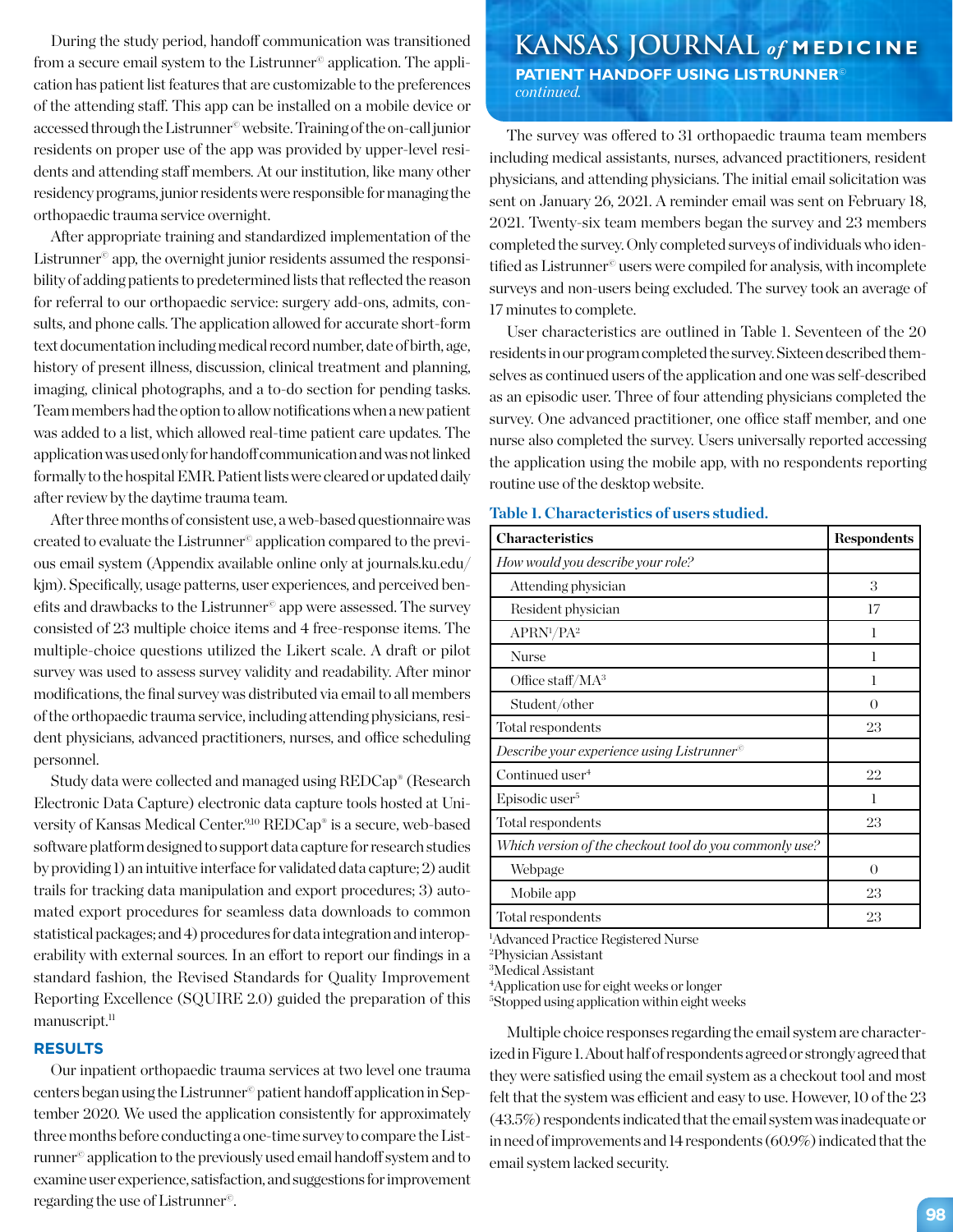During the study period, handoff communication was transitioned from a secure email system to the Listrunner© application. The application has patient list features that are customizable to the preferences of the attending staff. This app can be installed on a mobile device or accessed through the Listrunner© website. Training of the on-call junior residents on proper use of the app was provided by upper-level residents and attending staff members. At our institution, like many other residency programs, junior residents were responsible for managing the orthopaedic trauma service overnight.

After appropriate training and standardized implementation of the Listrunner© app, the overnight junior residents assumed the responsibility of adding patients to predetermined lists that reflected the reason for referral to our orthopaedic service: surgery add-ons, admits, consults, and phone calls. The application allowed for accurate short-form text documentation including medical record number, date of birth, age, history of present illness, discussion, clinical treatment and planning, imaging, clinical photographs, and a to-do section for pending tasks. Team members had the option to allow notifications when a new patient was added to a list, which allowed real-time patient care updates. The application was used only for handoff communication and was not linked formally to the hospital EMR. Patient lists were cleared or updated daily after review by the daytime trauma team.

After three months of consistent use, a web-based questionnaire was created to evaluate the Listrunner© application compared to the previous email system (Appendix available online only at journals.ku.edu/kjm). Specifically, usage patterns, user experiences, and perceived benefits and drawbacks to the Listrunner© app were assessed. The survey consisted of 23 multiple choice items and 4 free-response items. The multiple-choice questions utilized the Likert scale. A draft or pilot survey was used to assess survey validity and readability. After minor modifications, the final survey was distributed via email to all members of the orthopaedic trauma service, including attending physicians, resident physicians, advanced practitioners, nurses, and office scheduling personnel.

Study data were collected and managed using REDCap® (Research Electronic Data Capture) electronic data capture tools hosted at University of Kansas Medical Center.[9,10] REDCap® is a secure, web-based software platform designed to support data capture for research studies by providing 1) an intuitive interface for validated data capture; 2) audit trails for tracking data manipulation and export procedures; 3) automated export procedures for seamless data downloads to common statistical packages; and 4) procedures for data integration and interoperability with external sources. In an effort to report our findings in a standard fashion, the Revised Standards for Quality Improvement Reporting Excellence (SQUIRE 2.0) guided the preparation of this manuscript.[11]

## RESULTS

Our inpatient orthopaedic trauma services at two level one trauma centers began using the Listrunner© patient handoff application in September 2020. We used the application consistently for approximately three months before conducting a one-time survey to compare the Listrunner© application to the previously used email handoff system and to examine user experience, satisfaction, and suggestions for improvement regarding the use of Listrunner©.

The survey was offered to 31 orthopaedic trauma team members including medical assistants, nurses, advanced practitioners, resident physicians, and attending physicians. The initial email solicitation was sent on January 26, 2021. A reminder email was sent on February 18, 2021. Twenty-six team members began the survey and 23 members completed the survey. Only completed surveys of individuals who identified as Listrunner© users were compiled for analysis, with incomplete surveys and non-users being excluded. The survey took an average of 17 minutes to complete.

User characteristics are outlined in Table 1. Seventeen of the 20 residents in our program completed the survey. Sixteen described themselves as continued users of the application and one was self-described as an episodic user. Three of four attending physicians completed the survey. One advanced practitioner, one office staff member, and one nurse also completed the survey. Users universally reported accessing the application using the mobile app, with no respondents reporting routine use of the desktop website.

**Table 1. Characteristics of users studied.**

| Characteristics | Respondents |
|---|---|
| *How would you describe your role?* | |
| Attending physician | 3 |
| Resident physician | 17 |
| APRN[1]/PA[2] | 1 |
| Nurse | 1 |
| Office staff/MA[3] | 1 |
| Student/other | 0 |
| Total respondents | 23 |
| *Describe your experience using Listrunner©* | |
| Continued user[4] | 22 |
| Episodic user[5] | 1 |
| Total respondents | 23 |
| *Which version of the checkout tool do you commonly use?* | |
| Webpage | 0 |
| Mobile app | 23 |
| Total respondents | 23 |

[1]Advanced Practice Registered Nurse
[2]Physician Assistant
[3]Medical Assistant
[4]Application use for eight weeks or longer
[5]Stopped using application within eight weeks

Multiple choice responses regarding the email system are characterized in Figure 1. About half of respondents agreed or strongly agreed that they were satisfied using the email system as a checkout tool and most felt that the system was efficient and easy to use. However, 10 of the 23 (43.5%) respondents indicated that the email system was inadequate or in need of improvements and 14 respondents (60.9%) indicated that the email system lacked security.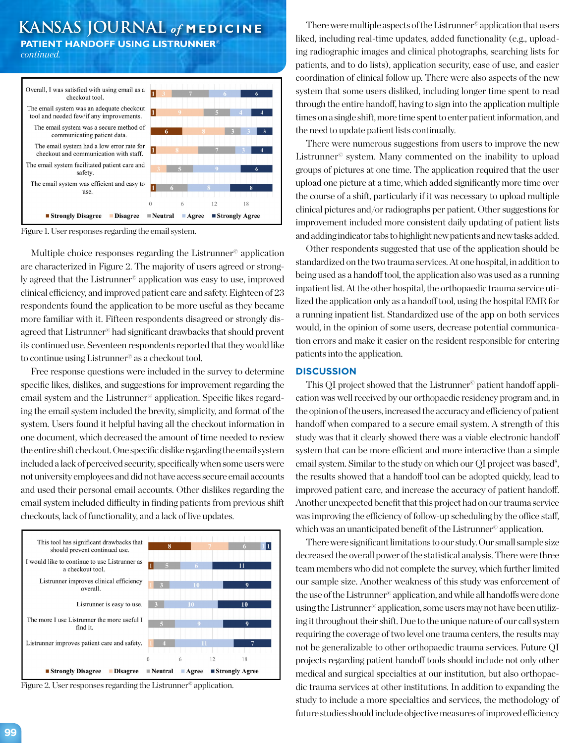Overall, I was satisfied with using email as a checkout tool.

The email system was an adequate checkout tool and needed few/if any improvements.

The email system was a secure method of communicating patient data.

The email system had a low error rate for checkout and communication with staff.

The email system facilitated patient care and safety.

The email system was efficient and easy to use.

1 3 7 6 6

1 9 5 4 4

6 8 3 3 3

1 8 7 3 4

3 5 9 6

1 6 8 8

0 6 12 18

Strongly Disagree Disagree Neutral Agree Strongly Agree

Figure 1. User responses regarding the email system.

Multiple choice responses regarding the Listrunner© application are characterized in Figure 2. The majority of users agreed or strongly agreed that the Listrunner© application was easy to use, improved clinical efficiency, and improved patient care and safety. Eighteen of 23 respondents found the application to be more useful as they became more familiar with it. Fifteen respondents disagreed or strongly disagreed that Listrunner© had significant drawbacks that should prevent its continued use. Seventeen respondents reported that they would like to continue using Listrunner© as a checkout tool.

Free response questions were included in the survey to determine specific likes, dislikes, and suggestions for improvement regarding the email system and the Listrunner© application. Specific likes regarding the email system included the brevity, simplicity, and format of the system. Users found it helpful having all the checkout information in one document, which decreased the amount of time needed to review the entire shift checkout. One specific dislike regarding the email system included a lack of perceived security, specifically when some users were not university employees and did not have access secure email accounts and used their personal email accounts. Other dislikes regarding the email system included difficulty in finding patients from previous shift checkouts, lack of functionality, and a lack of live updates.

This tool has significant drawbacks that should prevent continued use.

I would like to continue to use Listrunner as a checkout tool.

Listrunner improves clinical efficiency overall.

Listrunner is easy to use.

The more I use Listrunner the more useful I find it.

Listrunner improves patient care and safety.

8 7 6 1 1

1 5 6 11

1 3 10 9

3 10 10

5 9 9

1 4 11 7

0 6 12 18

Strongly Disagree Disagree Neutral Agree Strongly Agree

Figure 2. User responses regarding the Listrunner© application.

There were multiple aspects of the Listrunner© application that users liked, including real-time updates, added functionality (e.g., uploading radiographic images and clinical photographs, searching lists for patients, and to do lists), application security, ease of use, and easier coordination of clinical follow up. There were also aspects of the new system that some users disliked, including longer time spent to read through the entire handoff, having to sign into the application multiple times on a single shift, more time spent to enter patient information, and the need to update patient lists continually.

There were numerous suggestions from users to improve the new Listrunner© system. Many commented on the inability to upload groups of pictures at one time. The application required that the user upload one picture at a time, which added significantly more time over the course of a shift, particularly if it was necessary to upload multiple clinical pictures and/or radiographs per patient. Other suggestions for improvement included more consistent daily updating of patient lists and adding indicator tabs to highlight new patients and new tasks added.

Other respondents suggested that use of the application should be standardized on the two trauma services. At one hospital, in addition to being used as a handoff tool, the application also was used as a running inpatient list. At the other hospital, the orthopaedic trauma service utilized the application only as a handoff tool, using the hospital EMR for a running inpatient list. Standardized use of the app on both services would, in the opinion of some users, decrease potential communication errors and make it easier on the resident responsible for entering patients into the application.

## DISCUSSION

This QI project showed that the Listrunner© patient handoff application was well received by our orthopaedic residency program and, in the opinion of the users, increased the accuracy and efficiency of patient handoff when compared to a secure email system. A strength of this study was that it clearly showed there was a viable electronic handoff system that can be more efficient and more interactive than a simple email system. Similar to the study on which our QI project was based[8], the results showed that a handoff tool can be adopted quickly, lead to improved patient care, and increase the accuracy of patient handoff. Another unexpected benefit that this project had on our trauma service was improving the efficiency of follow-up scheduling by the office staff, which was an unanticipated benefit of the Listrunner© application.

There were significant limitations to our study. Our small sample size decreased the overall power of the statistical analysis. There were three team members who did not complete the survey, which further limited our sample size. Another weakness of this study was enforcement of the use of the Listrunner© application, and while all handoffs were done using the Listrunner© application, some users may not have been utilizing it throughout their shift. Due to the unique nature of our call system requiring the coverage of two level one trauma centers, the results may not be generalizable to other orthopaedic trauma services. Future QI projects regarding patient handoff tools should include not only other medical and surgical specialties at our institution, but also orthopaedic trauma services at other institutions. In addition to expanding the study to include a more specialties and services, the methodology of future studies should include objective measures of improved efficiency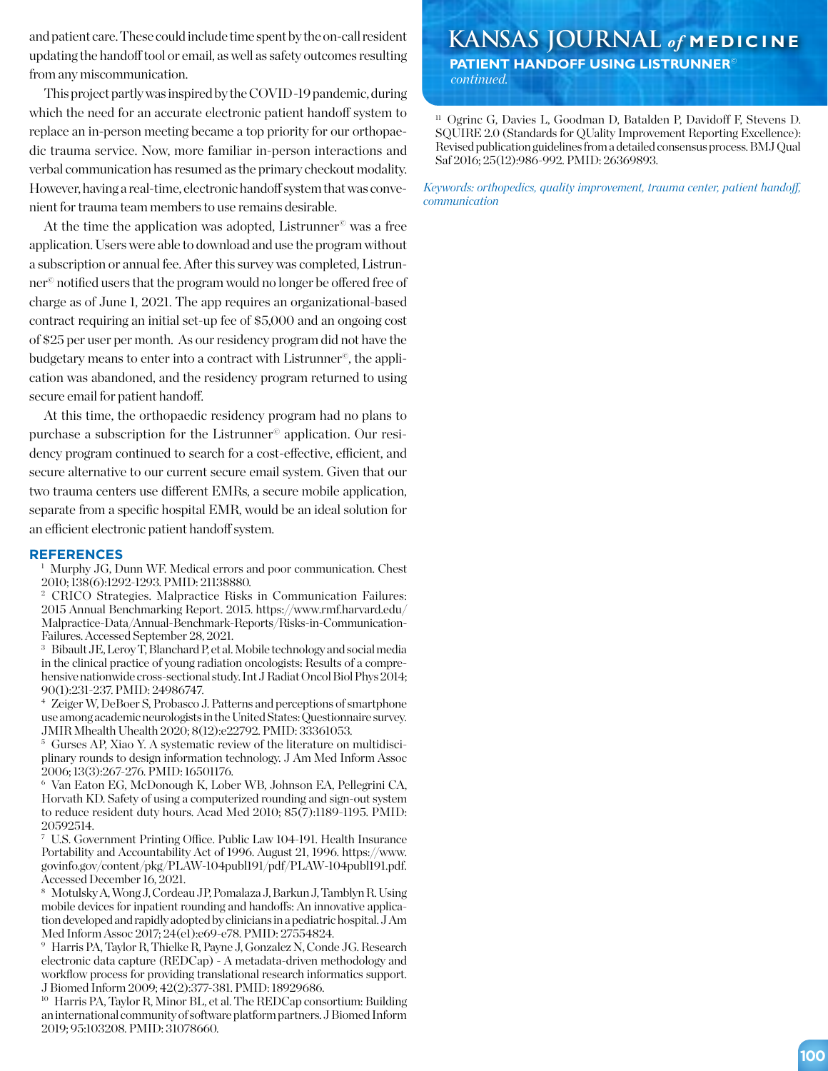and patient care. These could include time spent by the on-call resident updating the handoff tool or email, as well as safety outcomes resulting from any miscommunication.

This project partly was inspired by the COVID-19 pandemic, during which the need for an accurate electronic patient handoff system to replace an in-person meeting became a top priority for our orthopaedic trauma service. Now, more familiar in-person interactions and verbal communication has resumed as the primary checkout modality. However, having a real-time, electronic handoff system that was convenient for trauma team members to use remains desirable.

At the time the application was adopted, Listrunner© was a free application. Users were able to download and use the program without a subscription or annual fee. After this survey was completed, Listrunner© notified users that the program would no longer be offered free of charge as of June 1, 2021. The app requires an organizational-based contract requiring an initial set-up fee of $5,000 and an ongoing cost of $25 per user per month. As our residency program did not have the budgetary means to enter into a contract with Listrunner©, the application was abandoned, and the residency program returned to using secure email for patient handoff.

At this time, the orthopaedic residency program had no plans to purchase a subscription for the Listrunner© application. Our residency program continued to search for a cost-effective, efficient, and secure alternative to our current secure email system. Given that our two trauma centers use different EMRs, a secure mobile application, separate from a specific hospital EMR, would be an ideal solution for an efficient electronic patient handoff system.

## REFERENCES

[1] Murphy JG, Dunn WF. Medical errors and poor communication. Chest 2010; 138(6):1292-1293. PMID: 21138880.

[2] CRICO Strategies. Malpractice Risks in Communication Failures: 2015 Annual Benchmarking Report. 2015. https://www.rmf.harvard.edu/Malpractice-Data/Annual-Benchmark-Reports/Risks-in-Communication-Failures. Accessed September 28, 2021.

[3] Bibault JE, Leroy T, Blanchard P, et al. Mobile technology and social media in the clinical practice of young radiation oncologists: Results of a comprehensive nationwide cross-sectional study. Int J Radiat Oncol Biol Phys 2014; 90(1):231-237. PMID: 24986747.

[4] Zeiger W, DeBoer S, Probasco J. Patterns and perceptions of smartphone use among academic neurologists in the United States: Questionnaire survey. JMIR Mhealth Uhealth 2020; 8(12):e22792. PMID: 33361053.

[5] Gurses AP, Xiao Y. A systematic review of the literature on multidisciplinary rounds to design information technology. J Am Med Inform Assoc 2006; 13(3):267-276. PMID: 16501176.

[6] Van Eaton EG, McDonough K, Lober WB, Johnson EA, Pellegrini CA, Horvath KD. Safety of using a computerized rounding and sign-out system to reduce resident duty hours. Acad Med 2010; 85(7):1189-1195. PMID: 20592514.

[7] U.S. Government Printing Office. Public Law 104-191. Health Insurance Portability and Accountability Act of 1996. August 21, 1996. https://www.govinfo.gov/content/pkg/PLAW-104publ191/pdf/PLAW-104publ191.pdf. Accessed December 16, 2021.

[8] Motulsky A, Wong J, Cordeau JP, Pomalaza J, Barkun J, Tamblyn R. Using mobile devices for inpatient rounding and handoffs: An innovative application developed and rapidly adopted by clinicians in a pediatric hospital. J Am Med Inform Assoc 2017; 24(e1):e69-e78. PMID: 27554824.

[9] Harris PA, Taylor R, Thielke R, Payne J, Gonzalez N, Conde JG. Research electronic data capture (REDCap) - A metadata-driven methodology and workflow process for providing translational research informatics support. J Biomed Inform 2009; 42(2):377-381. PMID: 18929686.

[10] Harris PA, Taylor R, Minor BL, et al. The REDCap consortium: Building an international community of software platform partners. J Biomed Inform 2019; 95:103208. PMID: 31078660.

[11] Ogrinc G, Davies L, Goodman D, Batalden P, Davidoff F, Stevens D. SQUIRE 2.0 (Standards for QUality Improvement Reporting Excellence): Revised publication guidelines from a detailed consensus process. BMJ Qual Saf 2016; 25(12):986-992. PMID: 26369893.

*Keywords: orthopedics, quality improvement, trauma center, patient handoff, communication*